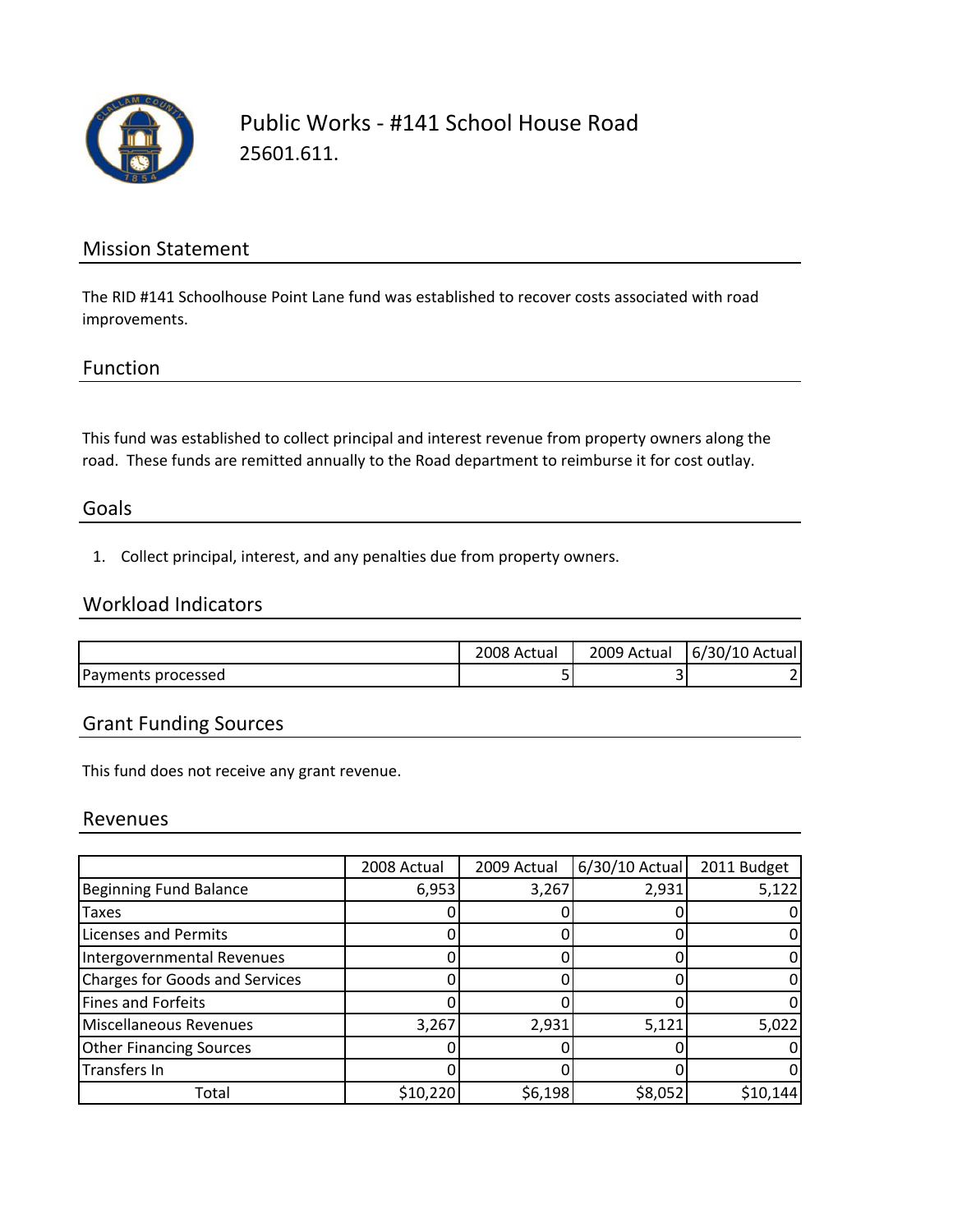# Public Works - #141 School House Road

25601.611.

## Mission Statement

The RID #141 Schoolhouse Point Lane fund was established to recover costs associated with road improvements.

## Function

This fund was established to collect principal and interest revenue from property owners along the road. These funds are remitted annually to the Road department to reimburse it for cost outlay.

## Goals

1. Collect principal, interest, and any penalties due from property owners.

## Workload Indicators

| | 2008 Actual | 2009 Actual | 6/30/10 Actual |
|---|---|---|---|
| Payments processed | 5 | 3 | 2 |

## Grant Funding Sources

This fund does not receive any grant revenue.

## Revenues

| | 2008 Actual | 2009 Actual | 6/30/10 Actual | 2011 Budget |
|---|---|---|---|---|
| Beginning Fund Balance | 6,953 | 3,267 | 2,931 | 5,122 |
| Taxes | 0 | 0 | 0 | 0 |
| Licenses and Permits | 0 | 0 | 0 | 0 |
| Intergovernmental Revenues | 0 | 0 | 0 | 0 |
| Charges for Goods and Services | 0 | 0 | 0 | 0 |
| Fines and Forfeits | 0 | 0 | 0 | 0 |
| Miscellaneous Revenues | 3,267 | 2,931 | 5,121 | 5,022 |
| Other Financing Sources | 0 | 0 | 0 | 0 |
| Transfers In | 0 | 0 | 0 | 0 |
| Total | $10,220 | $6,198 | $8,052 | $10,144 |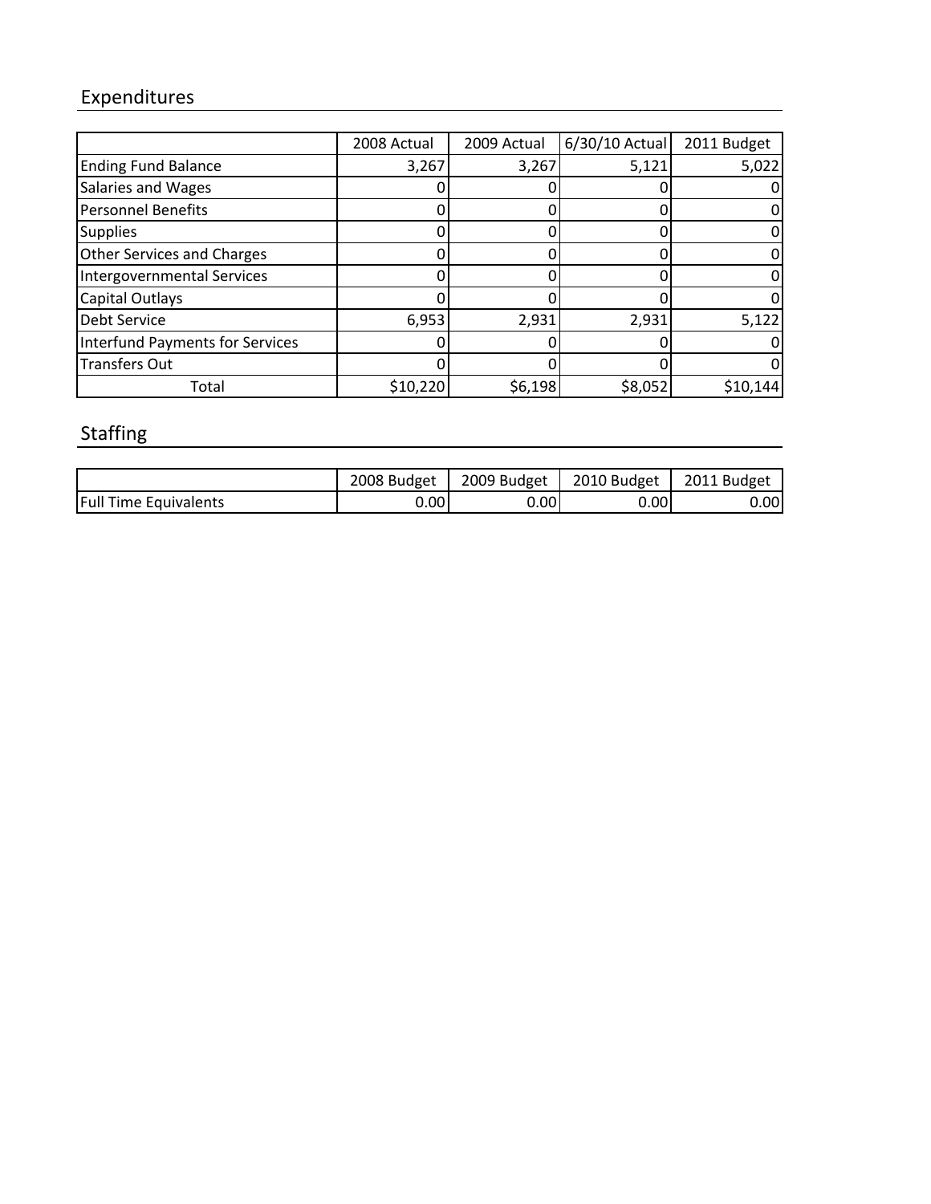## Expenditures

| | 2008 Actual | 2009 Actual | 6/30/10 Actual | 2011 Budget |
|---|---|---|---|---|
| Ending Fund Balance | 3,267 | 3,267 | 5,121 | 5,022 |
| Salaries and Wages | 0 | 0 | 0 | 0 |
| Personnel Benefits | 0 | 0 | 0 | 0 |
| Supplies | 0 | 0 | 0 | 0 |
| Other Services and Charges | 0 | 0 | 0 | 0 |
| Intergovernmental Services | 0 | 0 | 0 | 0 |
| Capital Outlays | 0 | 0 | 0 | 0 |
| Debt Service | 6,953 | 2,931 | 2,931 | 5,122 |
| Interfund Payments for Services | 0 | 0 | 0 | 0 |
| Transfers Out | 0 | 0 | 0 | 0 |
| Total | $10,220 | $6,198 | $8,052 | $10,144 |

## Staffing

| | 2008 Budget | 2009 Budget | 2010 Budget | 2011 Budget |
|---|---|---|---|---|
| Full Time Equivalents | 0.00 | 0.00 | 0.00 | 0.00 |